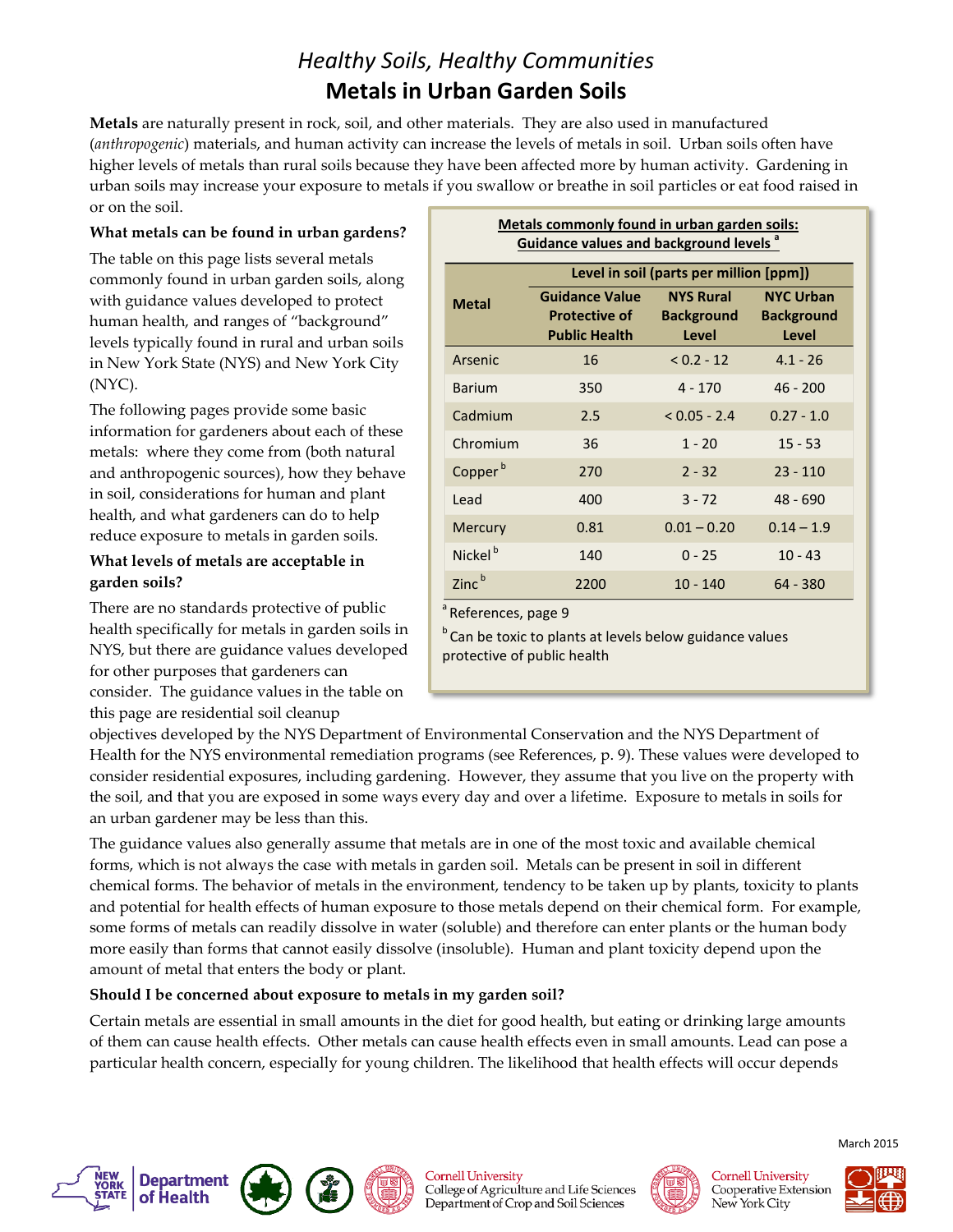# *Healthy Soils, Healthy Communities*

# Metals in Urban Garden Soils

**Metals** are naturally present in rock, soil, and other materials. They are also used in manufactured (*anthropogenic*) materials, and human activity can increase the levels of metals in soil. Urban soils often have higher levels of metals than rural soils because they have been affected more by human activity. Gardening in urban soils may increase your exposure to metals if you swallow or breathe in soil particles or eat food raised in or on the soil.

### What metals can be found in urban gardens?

The table on this page lists several metals commonly found in urban garden soils, along with guidance values developed to protect human health, and ranges of "background" levels typically found in rural and urban soils in New York State (NYS) and New York City (NYC).

The following pages provide some basic information for gardeners about each of these metals: where they come from (both natural and anthropogenic sources), how they behave in soil, considerations for human and plant health, and what gardeners can do to help reduce exposure to metals in garden soils.

**Metals commonly found in urban garden soils: Guidance values and background levels** [a]

| Metal | Level in soil (parts per million [ppm]) | | |
|---|---|---|---|
| | Guidance Value Protective of Public Health | NYS Rural Background Level | NYC Urban Background Level |
| Arsenic | 16 | < 0.2 - 12 | 4.1 - 26 |
| Barium | 350 | 4 - 170 | 46 - 200 |
| Cadmium | 2.5 | < 0.05 - 2.4 | 0.27 - 1.0 |
| Chromium | 36 | 1 - 20 | 15 - 53 |
| Copper [b] | 270 | 2 - 32 | 23 - 110 |
| Lead | 400 | 3 - 72 | 48 - 690 |
| Mercury | 0.81 | 0.01 – 0.20 | 0.14 – 1.9 |
| Nickel [b] | 140 | 0 - 25 | 10 - 43 |
| Zinc [b] | 2200 | 10 - 140 | 64 - 380 |

[a] References, page 9

[b] Can be toxic to plants at levels below guidance values protective of public health

### What levels of metals are acceptable in garden soils?

There are no standards protective of public health specifically for metals in garden soils in NYS, but there are guidance values developed for other purposes that gardeners can consider. The guidance values in the table on this page are residential soil cleanup objectives developed by the NYS Department of Environmental Conservation and the NYS Department of Health for the NYS environmental remediation programs (see References, p. 9). These values were developed to consider residential exposures, including gardening. However, they assume that you live on the property with the soil, and that you are exposed in some ways every day and over a lifetime. Exposure to metals in soils for an urban gardener may be less than this.

The guidance values also generally assume that metals are in one of the most toxic and available chemical forms, which is not always the case with metals in garden soil. Metals can be present in soil in different chemical forms. The behavior of metals in the environment, tendency to be taken up by plants, toxicity to plants and potential for health effects of human exposure to those metals depend on their chemical form. For example, some forms of metals can readily dissolve in water (soluble) and therefore can enter plants or the human body more easily than forms that cannot easily dissolve (insoluble). Human and plant toxicity depend upon the amount of metal that enters the body or plant.

### Should I be concerned about exposure to metals in my garden soil?

Certain metals are essential in small amounts in the diet for good health, but eating or drinking large amounts of them can cause health effects. Other metals can cause health effects even in small amounts. Lead can pose a particular health concern, especially for young children. The likelihood that health effects will occur depends

March 2015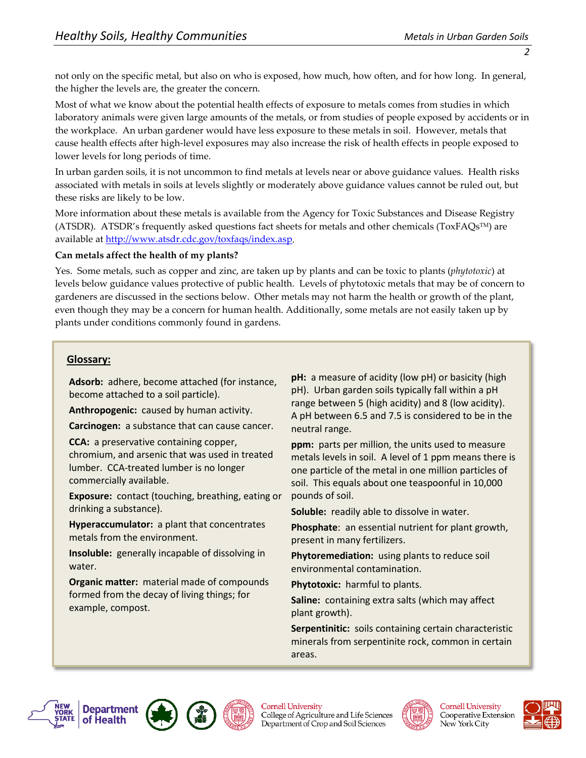not only on the specific metal, but also on who is exposed, how much, how often, and for how long. In general, the higher the levels are, the greater the concern.

Most of what we know about the potential health effects of exposure to metals comes from studies in which laboratory animals were given large amounts of the metals, or from studies of people exposed by accidents or in the workplace. An urban gardener would have less exposure to these metals in soil. However, metals that cause health effects after high-level exposures may also increase the risk of health effects in people exposed to lower levels for long periods of time.

In urban garden soils, it is not uncommon to find metals at levels near or above guidance values. Health risks associated with metals in soils at levels slightly or moderately above guidance values cannot be ruled out, but these risks are likely to be low.

More information about these metals is available from the Agency for Toxic Substances and Disease Registry (ATSDR). ATSDR's frequently asked questions fact sheets for metals and other chemicals (ToxFAQs™) are available at http://www.atsdr.cdc.gov/toxfaqs/index.asp.

**Can metals affect the health of my plants?**

Yes. Some metals, such as copper and zinc, are taken up by plants and can be toxic to plants (*phytotoxic*) at levels below guidance values protective of public health. Levels of phytotoxic metals that may be of concern to gardeners are discussed in the sections below. Other metals may not harm the health or growth of the plant, even though they may be a concern for human health. Additionally, some metals are not easily taken up by plants under conditions commonly found in gardens.

## Glossary:

**Adsorb:** adhere, become attached (for instance, become attached to a soil particle).

**Anthropogenic:** caused by human activity.

**Carcinogen:** a substance that can cause cancer.

**CCA:** a preservative containing copper, chromium, and arsenic that was used in treated lumber. CCA-treated lumber is no longer commercially available.

**Exposure:** contact (touching, breathing, eating or drinking a substance).

**Hyperaccumulator:** a plant that concentrates metals from the environment.

**Insoluble:** generally incapable of dissolving in water.

**Organic matter:** material made of compounds formed from the decay of living things; for example, compost.

**pH:** a measure of acidity (low pH) or basicity (high pH). Urban garden soils typically fall within a pH range between 5 (high acidity) and 8 (low acidity). A pH between 6.5 and 7.5 is considered to be in the neutral range.

**ppm:** parts per million, the units used to measure metals levels in soil. A level of 1 ppm means there is one particle of the metal in one million particles of soil. This equals about one teaspoonful in 10,000 pounds of soil.

**Soluble:** readily able to dissolve in water.

**Phosphate**: an essential nutrient for plant growth, present in many fertilizers.

**Phytoremediation:** using plants to reduce soil environmental contamination.

**Phytotoxic:** harmful to plants.

**Saline:** containing extra salts (which may affect plant growth).

**Serpentinitic:** soils containing certain characteristic minerals from serpentinite rock, common in certain areas.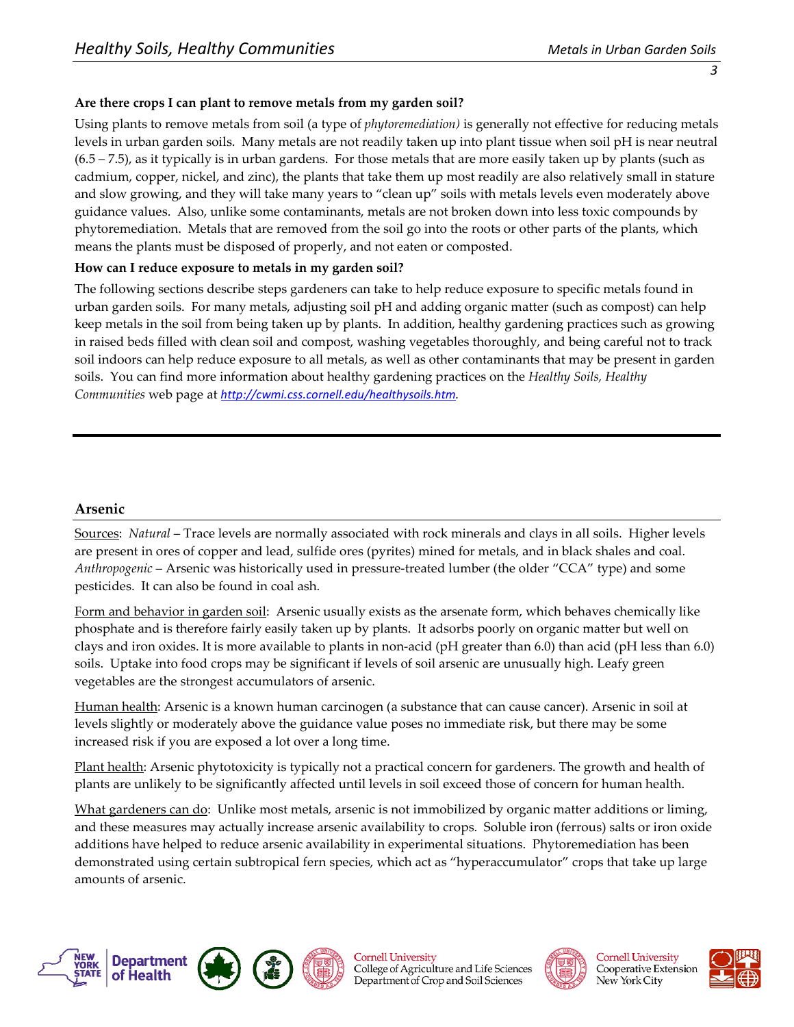**Are there crops I can plant to remove metals from my garden soil?**

Using plants to remove metals from soil (a type of *phytoremediation)* is generally not effective for reducing metals levels in urban garden soils. Many metals are not readily taken up into plant tissue when soil pH is near neutral (6.5 – 7.5), as it typically is in urban gardens. For those metals that are more easily taken up by plants (such as cadmium, copper, nickel, and zinc), the plants that take them up most readily are also relatively small in stature and slow growing, and they will take many years to "clean up" soils with metals levels even moderately above guidance values. Also, unlike some contaminants, metals are not broken down into less toxic compounds by phytoremediation. Metals that are removed from the soil go into the roots or other parts of the plants, which means the plants must be disposed of properly, and not eaten or composted.

**How can I reduce exposure to metals in my garden soil?**

The following sections describe steps gardeners can take to help reduce exposure to specific metals found in urban garden soils. For many metals, adjusting soil pH and adding organic matter (such as compost) can help keep metals in the soil from being taken up by plants. In addition, healthy gardening practices such as growing in raised beds filled with clean soil and compost, washing vegetables thoroughly, and being careful not to track soil indoors can help reduce exposure to all metals, as well as other contaminants that may be present in garden soils. You can find more information about healthy gardening practices on the *Healthy Soils, Healthy Communities* web page at http://cwmi.css.cornell.edu/healthysoils.htm.

---

## Arsenic

Sources: *Natural* – Trace levels are normally associated with rock minerals and clays in all soils. Higher levels are present in ores of copper and lead, sulfide ores (pyrites) mined for metals, and in black shales and coal. *Anthropogenic* – Arsenic was historically used in pressure-treated lumber (the older "CCA" type) and some pesticides. It can also be found in coal ash.

Form and behavior in garden soil: Arsenic usually exists as the arsenate form, which behaves chemically like phosphate and is therefore fairly easily taken up by plants. It adsorbs poorly on organic matter but well on clays and iron oxides. It is more available to plants in non-acid (pH greater than 6.0) than acid (pH less than 6.0) soils. Uptake into food crops may be significant if levels of soil arsenic are unusually high. Leafy green vegetables are the strongest accumulators of arsenic.

Human health: Arsenic is a known human carcinogen (a substance that can cause cancer). Arsenic in soil at levels slightly or moderately above the guidance value poses no immediate risk, but there may be some increased risk if you are exposed a lot over a long time.

Plant health: Arsenic phytotoxicity is typically not a practical concern for gardeners. The growth and health of plants are unlikely to be significantly affected until levels in soil exceed those of concern for human health.

What gardeners can do: Unlike most metals, arsenic is not immobilized by organic matter additions or liming, and these measures may actually increase arsenic availability to crops. Soluble iron (ferrous) salts or iron oxide additions have helped to reduce arsenic availability in experimental situations. Phytoremediation has been demonstrated using certain subtropical fern species, which act as "hyperaccumulator" crops that take up large amounts of arsenic.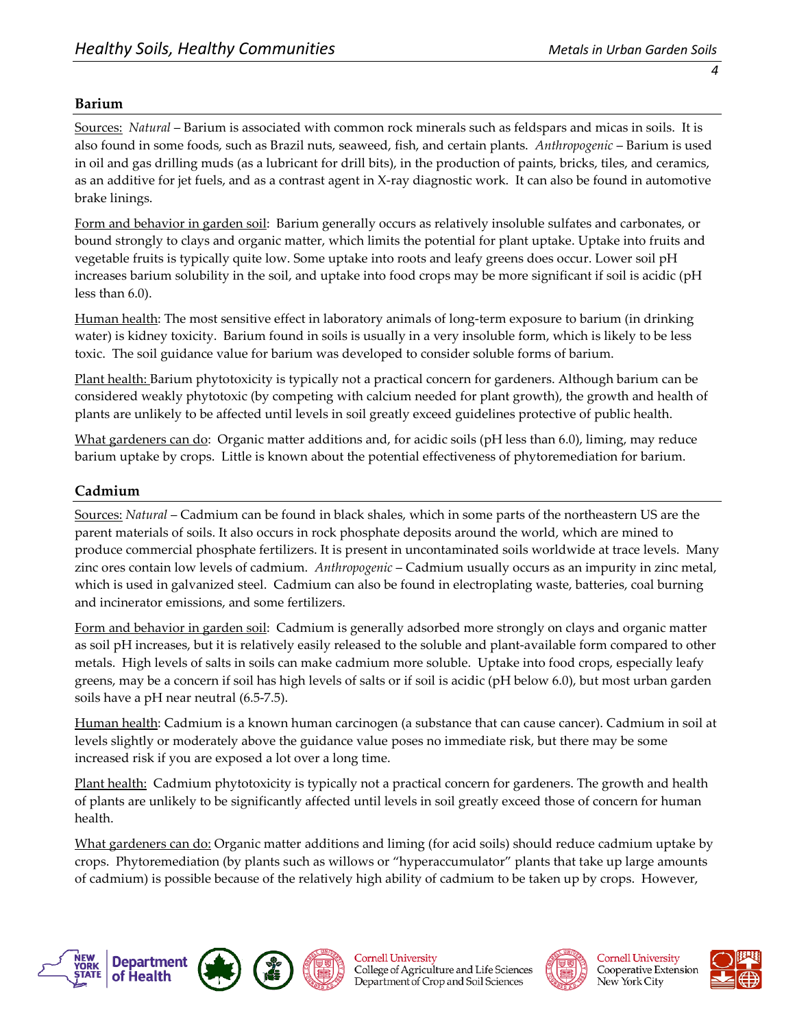## Barium

Sources: *Natural* – Barium is associated with common rock minerals such as feldspars and micas in soils. It is also found in some foods, such as Brazil nuts, seaweed, fish, and certain plants. *Anthropogenic* – Barium is used in oil and gas drilling muds (as a lubricant for drill bits), in the production of paints, bricks, tiles, and ceramics, as an additive for jet fuels, and as a contrast agent in X-ray diagnostic work. It can also be found in automotive brake linings.

Form and behavior in garden soil: Barium generally occurs as relatively insoluble sulfates and carbonates, or bound strongly to clays and organic matter, which limits the potential for plant uptake. Uptake into fruits and vegetable fruits is typically quite low. Some uptake into roots and leafy greens does occur. Lower soil pH increases barium solubility in the soil, and uptake into food crops may be more significant if soil is acidic (pH less than 6.0).

Human health: The most sensitive effect in laboratory animals of long-term exposure to barium (in drinking water) is kidney toxicity. Barium found in soils is usually in a very insoluble form, which is likely to be less toxic. The soil guidance value for barium was developed to consider soluble forms of barium.

Plant health: Barium phytotoxicity is typically not a practical concern for gardeners. Although barium can be considered weakly phytotoxic (by competing with calcium needed for plant growth), the growth and health of plants are unlikely to be affected until levels in soil greatly exceed guidelines protective of public health.

What gardeners can do: Organic matter additions and, for acidic soils (pH less than 6.0), liming, may reduce barium uptake by crops. Little is known about the potential effectiveness of phytoremediation for barium.

## Cadmium

Sources: *Natural* – Cadmium can be found in black shales, which in some parts of the northeastern US are the parent materials of soils. It also occurs in rock phosphate deposits around the world, which are mined to produce commercial phosphate fertilizers. It is present in uncontaminated soils worldwide at trace levels. Many zinc ores contain low levels of cadmium. *Anthropogenic* – Cadmium usually occurs as an impurity in zinc metal, which is used in galvanized steel. Cadmium can also be found in electroplating waste, batteries, coal burning and incinerator emissions, and some fertilizers.

Form and behavior in garden soil: Cadmium is generally adsorbed more strongly on clays and organic matter as soil pH increases, but it is relatively easily released to the soluble and plant-available form compared to other metals. High levels of salts in soils can make cadmium more soluble. Uptake into food crops, especially leafy greens, may be a concern if soil has high levels of salts or if soil is acidic (pH below 6.0), but most urban garden soils have a pH near neutral (6.5-7.5).

Human health: Cadmium is a known human carcinogen (a substance that can cause cancer). Cadmium in soil at levels slightly or moderately above the guidance value poses no immediate risk, but there may be some increased risk if you are exposed a lot over a long time.

Plant health: Cadmium phytotoxicity is typically not a practical concern for gardeners. The growth and health of plants are unlikely to be significantly affected until levels in soil greatly exceed those of concern for human health.

What gardeners can do: Organic matter additions and liming (for acid soils) should reduce cadmium uptake by crops. Phytoremediation (by plants such as willows or "hyperaccumulator" plants that take up large amounts of cadmium) is possible because of the relatively high ability of cadmium to be taken up by crops. However,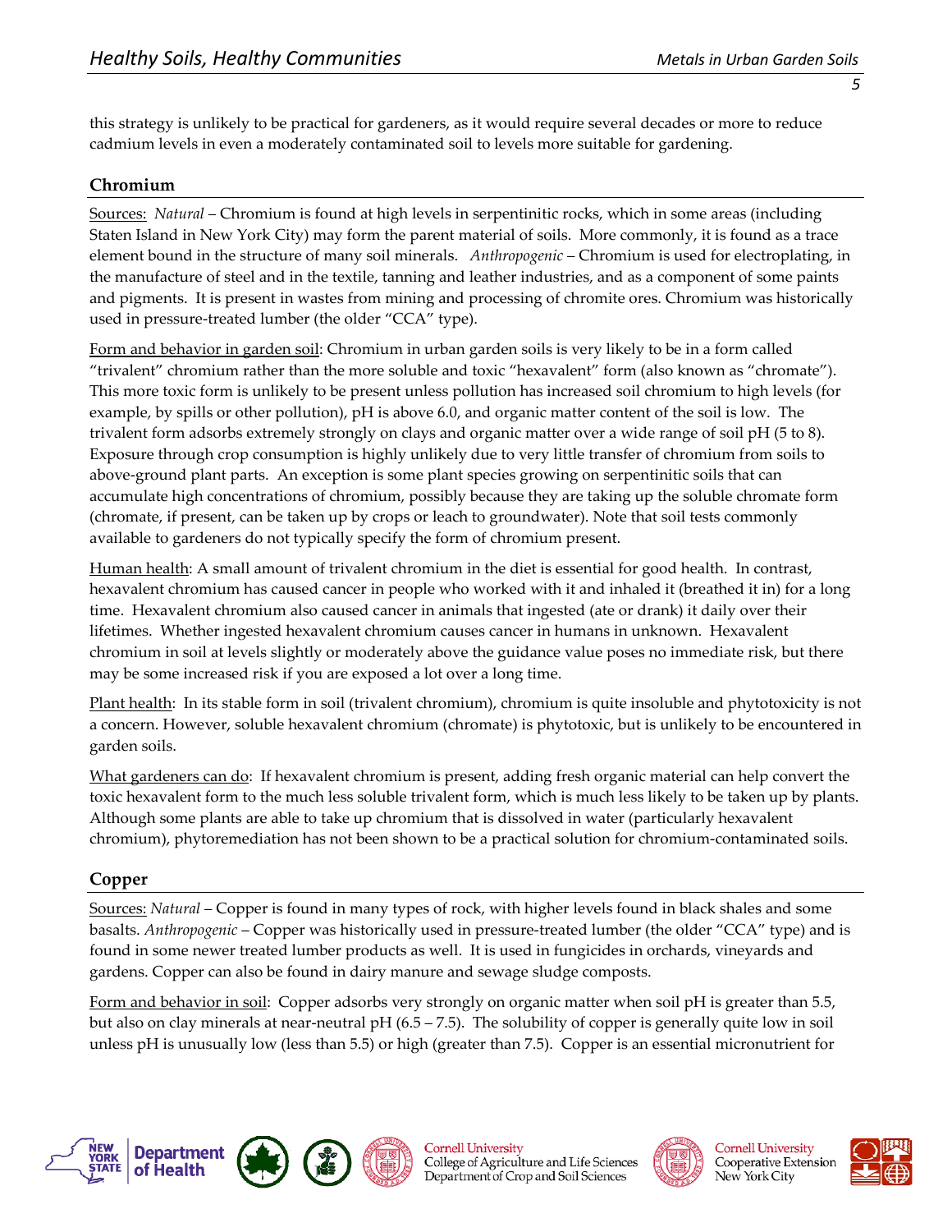this strategy is unlikely to be practical for gardeners, as it would require several decades or more to reduce cadmium levels in even a moderately contaminated soil to levels more suitable for gardening.

## Chromium

Sources: *Natural* – Chromium is found at high levels in serpentinitic rocks, which in some areas (including Staten Island in New York City) may form the parent material of soils. More commonly, it is found as a trace element bound in the structure of many soil minerals. *Anthropogenic* – Chromium is used for electroplating, in the manufacture of steel and in the textile, tanning and leather industries, and as a component of some paints and pigments. It is present in wastes from mining and processing of chromite ores. Chromium was historically used in pressure-treated lumber (the older "CCA" type).

Form and behavior in garden soil: Chromium in urban garden soils is very likely to be in a form called "trivalent" chromium rather than the more soluble and toxic "hexavalent" form (also known as "chromate"). This more toxic form is unlikely to be present unless pollution has increased soil chromium to high levels (for example, by spills or other pollution), pH is above 6.0, and organic matter content of the soil is low. The trivalent form adsorbs extremely strongly on clays and organic matter over a wide range of soil pH (5 to 8). Exposure through crop consumption is highly unlikely due to very little transfer of chromium from soils to above-ground plant parts. An exception is some plant species growing on serpentinitic soils that can accumulate high concentrations of chromium, possibly because they are taking up the soluble chromate form (chromate, if present, can be taken up by crops or leach to groundwater). Note that soil tests commonly available to gardeners do not typically specify the form of chromium present.

Human health: A small amount of trivalent chromium in the diet is essential for good health. In contrast, hexavalent chromium has caused cancer in people who worked with it and inhaled it (breathed it in) for a long time. Hexavalent chromium also caused cancer in animals that ingested (ate or drank) it daily over their lifetimes. Whether ingested hexavalent chromium causes cancer in humans in unknown. Hexavalent chromium in soil at levels slightly or moderately above the guidance value poses no immediate risk, but there may be some increased risk if you are exposed a lot over a long time.

Plant health: In its stable form in soil (trivalent chromium), chromium is quite insoluble and phytotoxicity is not a concern. However, soluble hexavalent chromium (chromate) is phytotoxic, but is unlikely to be encountered in garden soils.

What gardeners can do: If hexavalent chromium is present, adding fresh organic material can help convert the toxic hexavalent form to the much less soluble trivalent form, which is much less likely to be taken up by plants. Although some plants are able to take up chromium that is dissolved in water (particularly hexavalent chromium), phytoremediation has not been shown to be a practical solution for chromium-contaminated soils.

## Copper

Sources: *Natural* – Copper is found in many types of rock, with higher levels found in black shales and some basalts. *Anthropogenic* – Copper was historically used in pressure-treated lumber (the older "CCA" type) and is found in some newer treated lumber products as well. It is used in fungicides in orchards, vineyards and gardens. Copper can also be found in dairy manure and sewage sludge composts.

Form and behavior in soil: Copper adsorbs very strongly on organic matter when soil pH is greater than 5.5, but also on clay minerals at near-neutral pH (6.5 – 7.5). The solubility of copper is generally quite low in soil unless pH is unusually low (less than 5.5) or high (greater than 7.5). Copper is an essential micronutrient for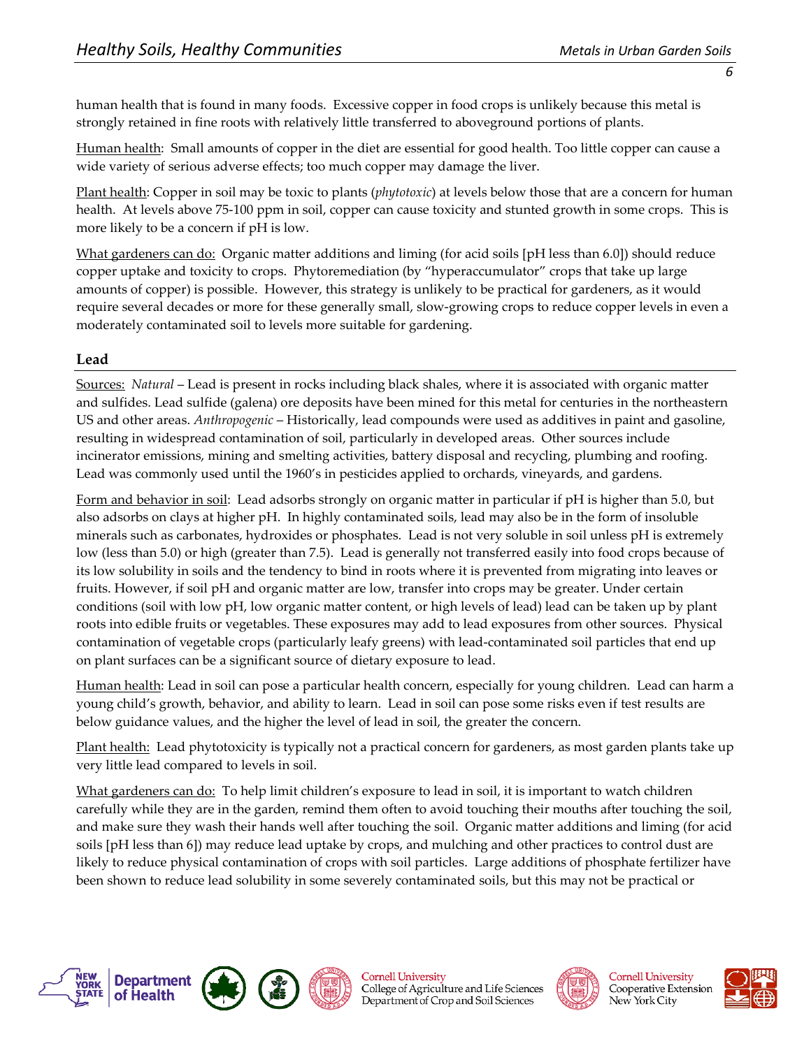human health that is found in many foods. Excessive copper in food crops is unlikely because this metal is strongly retained in fine roots with relatively little transferred to aboveground portions of plants.

Human health: Small amounts of copper in the diet are essential for good health. Too little copper can cause a wide variety of serious adverse effects; too much copper may damage the liver.

Plant health: Copper in soil may be toxic to plants (*phytotoxic*) at levels below those that are a concern for human health. At levels above 75-100 ppm in soil, copper can cause toxicity and stunted growth in some crops. This is more likely to be a concern if pH is low.

What gardeners can do: Organic matter additions and liming (for acid soils [pH less than 6.0]) should reduce copper uptake and toxicity to crops. Phytoremediation (by "hyperaccumulator" crops that take up large amounts of copper) is possible. However, this strategy is unlikely to be practical for gardeners, as it would require several decades or more for these generally small, slow-growing crops to reduce copper levels in even a moderately contaminated soil to levels more suitable for gardening.

## Lead

Sources: *Natural* – Lead is present in rocks including black shales, where it is associated with organic matter and sulfides. Lead sulfide (galena) ore deposits have been mined for this metal for centuries in the northeastern US and other areas. *Anthropogenic* – Historically, lead compounds were used as additives in paint and gasoline, resulting in widespread contamination of soil, particularly in developed areas. Other sources include incinerator emissions, mining and smelting activities, battery disposal and recycling, plumbing and roofing. Lead was commonly used until the 1960's in pesticides applied to orchards, vineyards, and gardens.

Form and behavior in soil: Lead adsorbs strongly on organic matter in particular if pH is higher than 5.0, but also adsorbs on clays at higher pH. In highly contaminated soils, lead may also be in the form of insoluble minerals such as carbonates, hydroxides or phosphates. Lead is not very soluble in soil unless pH is extremely low (less than 5.0) or high (greater than 7.5). Lead is generally not transferred easily into food crops because of its low solubility in soils and the tendency to bind in roots where it is prevented from migrating into leaves or fruits. However, if soil pH and organic matter are low, transfer into crops may be greater. Under certain conditions (soil with low pH, low organic matter content, or high levels of lead) lead can be taken up by plant roots into edible fruits or vegetables. These exposures may add to lead exposures from other sources. Physical contamination of vegetable crops (particularly leafy greens) with lead-contaminated soil particles that end up on plant surfaces can be a significant source of dietary exposure to lead.

Human health: Lead in soil can pose a particular health concern, especially for young children. Lead can harm a young child's growth, behavior, and ability to learn. Lead in soil can pose some risks even if test results are below guidance values, and the higher the level of lead in soil, the greater the concern.

Plant health: Lead phytotoxicity is typically not a practical concern for gardeners, as most garden plants take up very little lead compared to levels in soil.

What gardeners can do: To help limit children's exposure to lead in soil, it is important to watch children carefully while they are in the garden, remind them often to avoid touching their mouths after touching the soil, and make sure they wash their hands well after touching the soil. Organic matter additions and liming (for acid soils [pH less than 6]) may reduce lead uptake by crops, and mulching and other practices to control dust are likely to reduce physical contamination of crops with soil particles. Large additions of phosphate fertilizer have been shown to reduce lead solubility in some severely contaminated soils, but this may not be practical or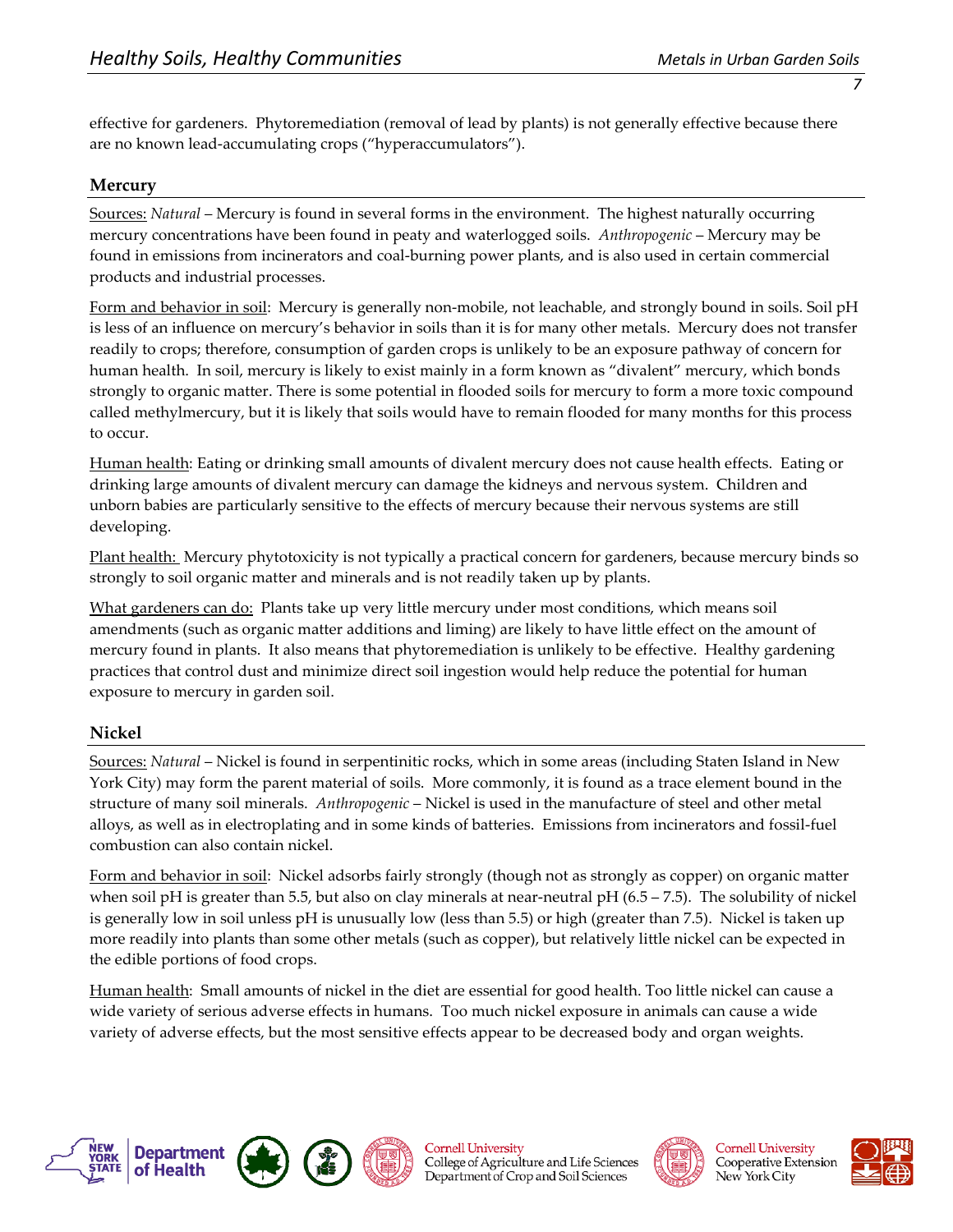effective for gardeners. Phytoremediation (removal of lead by plants) is not generally effective because there are no known lead-accumulating crops ("hyperaccumulators").

## Mercury

Sources: *Natural* – Mercury is found in several forms in the environment. The highest naturally occurring mercury concentrations have been found in peaty and waterlogged soils. *Anthropogenic* – Mercury may be found in emissions from incinerators and coal-burning power plants, and is also used in certain commercial products and industrial processes.

Form and behavior in soil: Mercury is generally non-mobile, not leachable, and strongly bound in soils. Soil pH is less of an influence on mercury's behavior in soils than it is for many other metals. Mercury does not transfer readily to crops; therefore, consumption of garden crops is unlikely to be an exposure pathway of concern for human health. In soil, mercury is likely to exist mainly in a form known as "divalent" mercury, which bonds strongly to organic matter. There is some potential in flooded soils for mercury to form a more toxic compound called methylmercury, but it is likely that soils would have to remain flooded for many months for this process to occur.

Human health: Eating or drinking small amounts of divalent mercury does not cause health effects. Eating or drinking large amounts of divalent mercury can damage the kidneys and nervous system. Children and unborn babies are particularly sensitive to the effects of mercury because their nervous systems are still developing.

Plant health: Mercury phytotoxicity is not typically a practical concern for gardeners, because mercury binds so strongly to soil organic matter and minerals and is not readily taken up by plants.

What gardeners can do: Plants take up very little mercury under most conditions, which means soil amendments (such as organic matter additions and liming) are likely to have little effect on the amount of mercury found in plants. It also means that phytoremediation is unlikely to be effective. Healthy gardening practices that control dust and minimize direct soil ingestion would help reduce the potential for human exposure to mercury in garden soil.

## Nickel

Sources: *Natural* – Nickel is found in serpentinitic rocks, which in some areas (including Staten Island in New York City) may form the parent material of soils. More commonly, it is found as a trace element bound in the structure of many soil minerals. *Anthropogenic* – Nickel is used in the manufacture of steel and other metal alloys, as well as in electroplating and in some kinds of batteries. Emissions from incinerators and fossil-fuel combustion can also contain nickel.

Form and behavior in soil: Nickel adsorbs fairly strongly (though not as strongly as copper) on organic matter when soil pH is greater than 5.5, but also on clay minerals at near-neutral pH (6.5 – 7.5). The solubility of nickel is generally low in soil unless pH is unusually low (less than 5.5) or high (greater than 7.5). Nickel is taken up more readily into plants than some other metals (such as copper), but relatively little nickel can be expected in the edible portions of food crops.

Human health: Small amounts of nickel in the diet are essential for good health. Too little nickel can cause a wide variety of serious adverse effects in humans. Too much nickel exposure in animals can cause a wide variety of adverse effects, but the most sensitive effects appear to be decreased body and organ weights.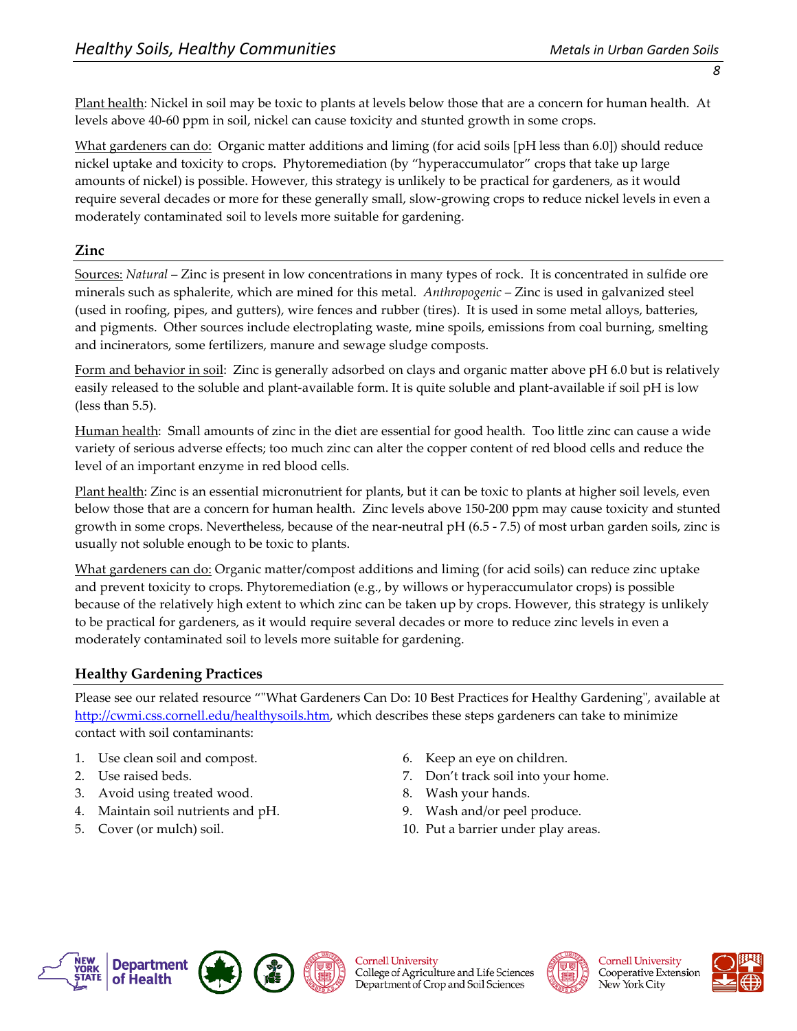Plant health: Nickel in soil may be toxic to plants at levels below those that are a concern for human health. At levels above 40-60 ppm in soil, nickel can cause toxicity and stunted growth in some crops.

What gardeners can do: Organic matter additions and liming (for acid soils [pH less than 6.0]) should reduce nickel uptake and toxicity to crops. Phytoremediation (by "hyperaccumulator" crops that take up large amounts of nickel) is possible. However, this strategy is unlikely to be practical for gardeners, as it would require several decades or more for these generally small, slow-growing crops to reduce nickel levels in even a moderately contaminated soil to levels more suitable for gardening.

## Zinc

Sources: *Natural* – Zinc is present in low concentrations in many types of rock. It is concentrated in sulfide ore minerals such as sphalerite, which are mined for this metal. *Anthropogenic* – Zinc is used in galvanized steel (used in roofing, pipes, and gutters), wire fences and rubber (tires). It is used in some metal alloys, batteries, and pigments. Other sources include electroplating waste, mine spoils, emissions from coal burning, smelting and incinerators, some fertilizers, manure and sewage sludge composts.

Form and behavior in soil: Zinc is generally adsorbed on clays and organic matter above pH 6.0 but is relatively easily released to the soluble and plant-available form. It is quite soluble and plant-available if soil pH is low (less than 5.5).

Human health: Small amounts of zinc in the diet are essential for good health. Too little zinc can cause a wide variety of serious adverse effects; too much zinc can alter the copper content of red blood cells and reduce the level of an important enzyme in red blood cells.

Plant health: Zinc is an essential micronutrient for plants, but it can be toxic to plants at higher soil levels, even below those that are a concern for human health. Zinc levels above 150-200 ppm may cause toxicity and stunted growth in some crops. Nevertheless, because of the near-neutral pH (6.5 - 7.5) of most urban garden soils, zinc is usually not soluble enough to be toxic to plants.

What gardeners can do: Organic matter/compost additions and liming (for acid soils) can reduce zinc uptake and prevent toxicity to crops. Phytoremediation (e.g., by willows or hyperaccumulator crops) is possible because of the relatively high extent to which zinc can be taken up by crops. However, this strategy is unlikely to be practical for gardeners, as it would require several decades or more to reduce zinc levels in even a moderately contaminated soil to levels more suitable for gardening.

## Healthy Gardening Practices

Please see our related resource ""What Gardeners Can Do: 10 Best Practices for Healthy Gardening", available at http://cwmi.css.cornell.edu/healthysoils.htm, which describes these steps gardeners can take to minimize contact with soil contaminants:

1. Use clean soil and compost.
2. Use raised beds.
3. Avoid using treated wood.
4. Maintain soil nutrients and pH.
5. Cover (or mulch) soil.
6. Keep an eye on children.
7. Don't track soil into your home.
8. Wash your hands.
9. Wash and/or peel produce.
10. Put a barrier under play areas.

New York State Department of Health | Cornell University College of Agriculture and Life Sciences Department of Crop and Soil Sciences | Cornell University Cooperative Extension New York City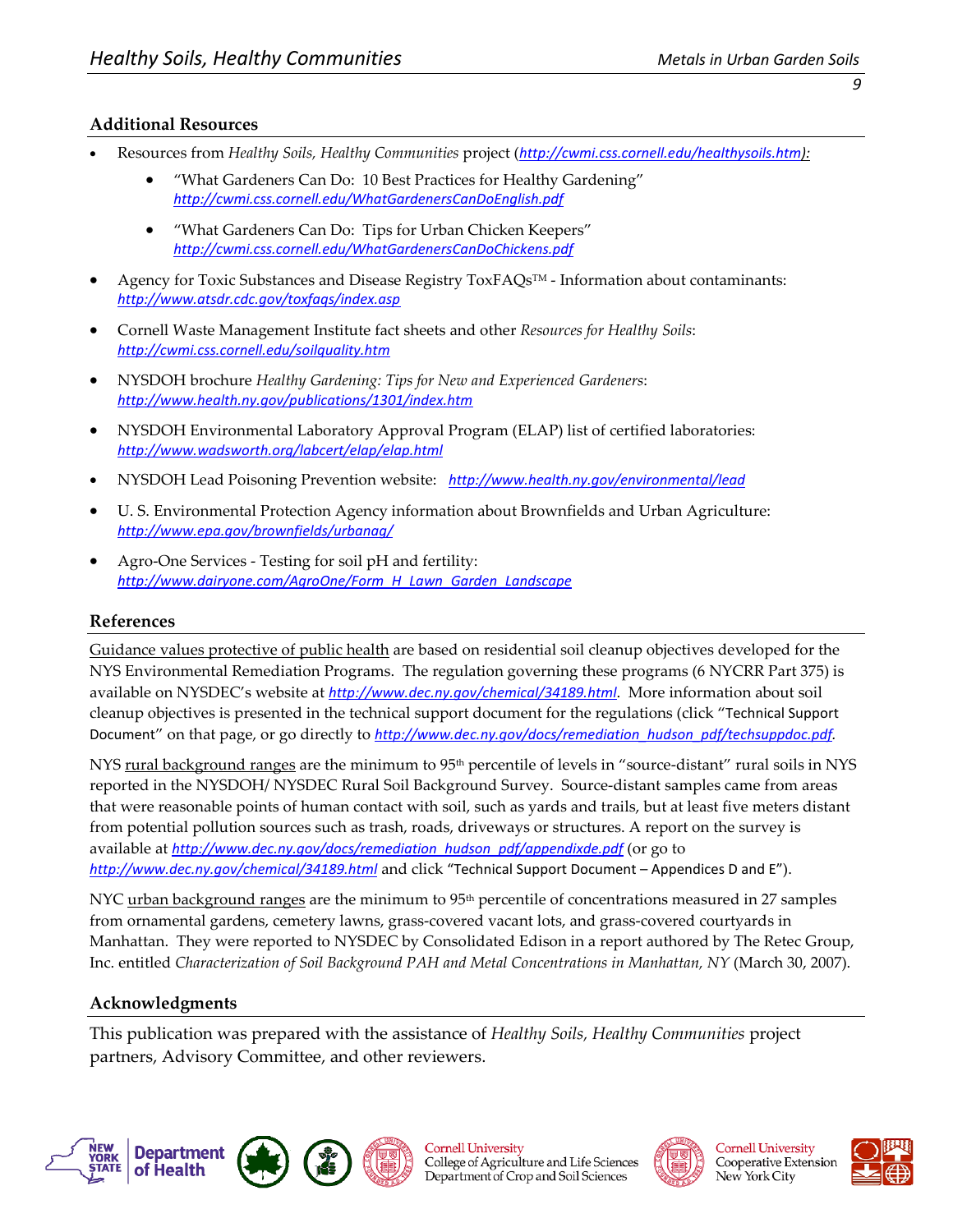## Additional Resources

- Resources from *Healthy Soils, Healthy Communities* project (http://cwmi.css.cornell.edu/healthysoils.htm):
  - "What Gardeners Can Do: 10 Best Practices for Healthy Gardening" http://cwmi.css.cornell.edu/WhatGardenersCanDoEnglish.pdf
  - "What Gardeners Can Do: Tips for Urban Chicken Keepers" http://cwmi.css.cornell.edu/WhatGardenersCanDoChickens.pdf
- Agency for Toxic Substances and Disease Registry ToxFAQs™ - Information about contaminants: http://www.atsdr.cdc.gov/toxfaqs/index.asp
- Cornell Waste Management Institute fact sheets and other *Resources for Healthy Soils*: http://cwmi.css.cornell.edu/soilquality.htm
- NYSDOH brochure *Healthy Gardening: Tips for New and Experienced Gardeners*: http://www.health.ny.gov/publications/1301/index.htm
- NYSDOH Environmental Laboratory Approval Program (ELAP) list of certified laboratories: http://www.wadsworth.org/labcert/elap/elap.html
- NYSDOH Lead Poisoning Prevention website: http://www.health.ny.gov/environmental/lead
- U. S. Environmental Protection Agency information about Brownfields and Urban Agriculture: http://www.epa.gov/brownfields/urbanag/
- Agro-One Services - Testing for soil pH and fertility: http://www.dairyone.com/AgroOne/Form_H_Lawn_Garden_Landscape

## References

Guidance values protective of public health are based on residential soil cleanup objectives developed for the NYS Environmental Remediation Programs. The regulation governing these programs (6 NYCRR Part 375) is available on NYSDEC's website at http://www.dec.ny.gov/chemical/34189.html. More information about soil cleanup objectives is presented in the technical support document for the regulations (click "Technical Support Document" on that page, or go directly to http://www.dec.ny.gov/docs/remediation_hudson_pdf/techsuppdoc.pdf.

NYS rural background ranges are the minimum to 95th percentile of levels in "source-distant" rural soils in NYS reported in the NYSDOH/ NYSDEC Rural Soil Background Survey. Source-distant samples came from areas that were reasonable points of human contact with soil, such as yards and trails, but at least five meters distant from potential pollution sources such as trash, roads, driveways or structures. A report on the survey is available at http://www.dec.ny.gov/docs/remediation_hudson_pdf/appendixde.pdf (or go to http://www.dec.ny.gov/chemical/34189.html and click "Technical Support Document – Appendices D and E").

NYC urban background ranges are the minimum to 95th percentile of concentrations measured in 27 samples from ornamental gardens, cemetery lawns, grass-covered vacant lots, and grass-covered courtyards in Manhattan. They were reported to NYSDEC by Consolidated Edison in a report authored by The Retec Group, Inc. entitled *Characterization of Soil Background PAH and Metal Concentrations in Manhattan, NY* (March 30, 2007).

## Acknowledgments

This publication was prepared with the assistance of *Healthy Soils, Healthy Communities* project partners, Advisory Committee, and other reviewers.

NEW YORK STATE Department of Health

Cornell University College of Agriculture and Life Sciences Department of Crop and Soil Sciences

Cornell University Cooperative Extension New York City